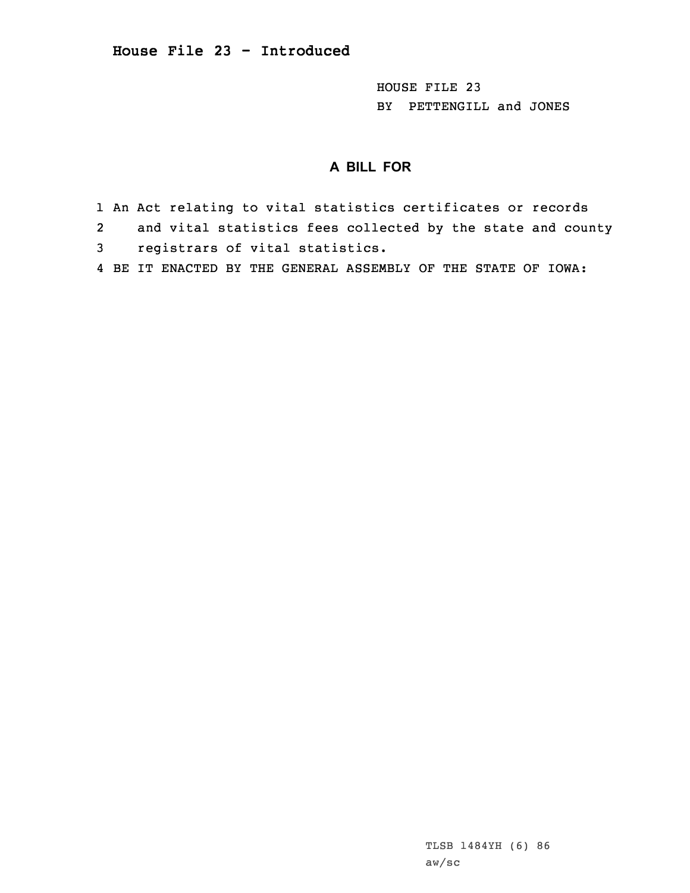## House File 23 - Introduced

HOUSE FILE 23
BY PETTENGILL and JONES

**A BILL FOR**

1 An Act relating to vital statistics certificates or records
2 and vital statistics fees collected by the state and county
3 registrars of vital statistics.
4 BE IT ENACTED BY THE GENERAL ASSEMBLY OF THE STATE OF IOWA:

TLSB 1484YH (6) 86
aw/sc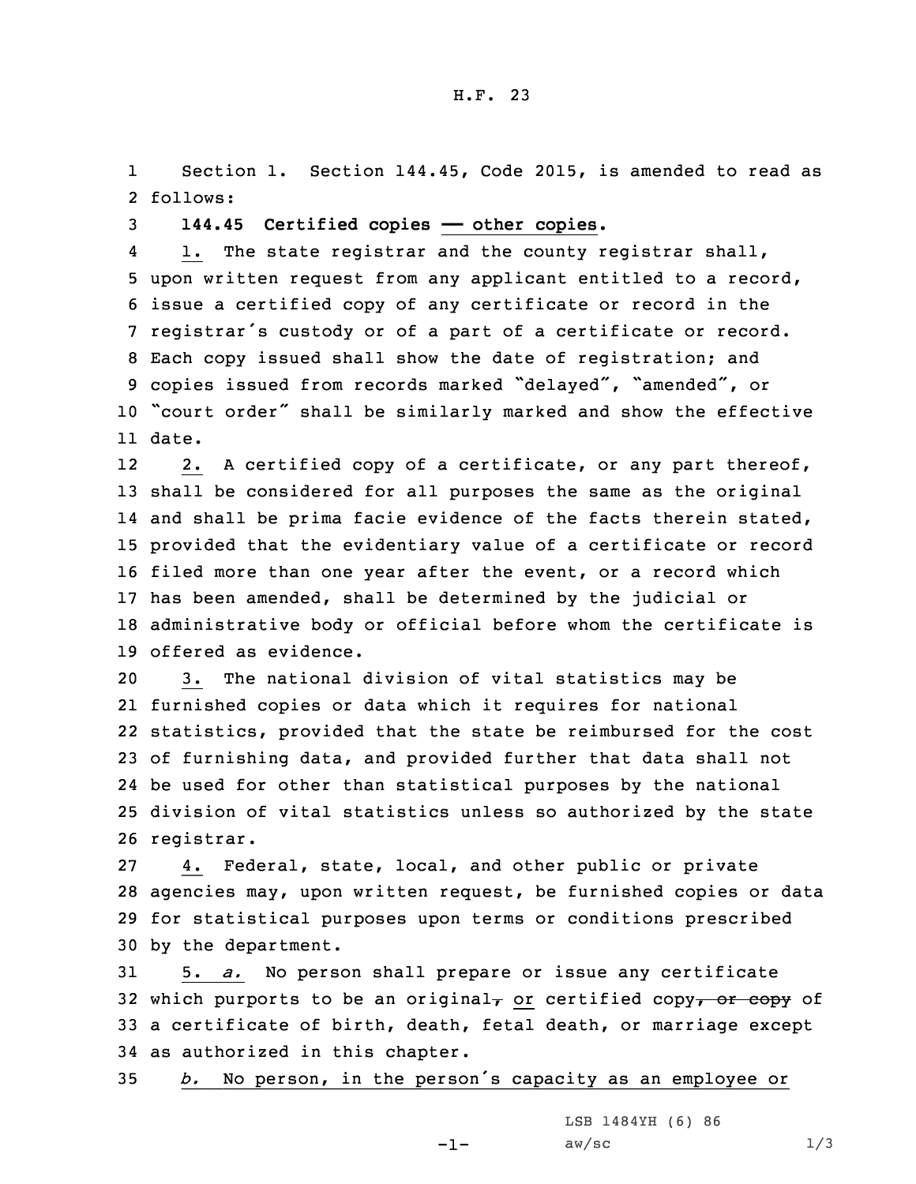Section 1. Section 144.45, Code 2015, is amended to read as follows:

**144.45 Certified copies — other copies.**

1. The state registrar and the county registrar shall, upon written request from any applicant entitled to a record, issue a certified copy of any certificate or record in the registrar's custody or of a part of a certificate or record. Each copy issued shall show the date of registration; and copies issued from records marked "delayed", "amended", or "court order" shall be similarly marked and show the effective date.

2. A certified copy of a certificate, or any part thereof, shall be considered for all purposes the same as the original and shall be prima facie evidence of the facts therein stated, provided that the evidentiary value of a certificate or record filed more than one year after the event, or a record which has been amended, shall be determined by the judicial or administrative body or official before whom the certificate is offered as evidence.

3. The national division of vital statistics may be furnished copies or data which it requires for national statistics, provided that the state be reimbursed for the cost of furnishing data, and provided further that data shall not be used for other than statistical purposes by the national division of vital statistics unless so authorized by the state registrar.

4. Federal, state, local, and other public or private agencies may, upon written request, be furnished copies or data for statistical purposes upon terms or conditions prescribed by the department.

5. *a.* No person shall prepare or issue any certificate which purports to be an original~~,~~ or certified copy~~, or copy~~ of a certificate of birth, death, fetal death, or marriage except as authorized in this chapter.

*b.* No person, in the person's capacity as an employee or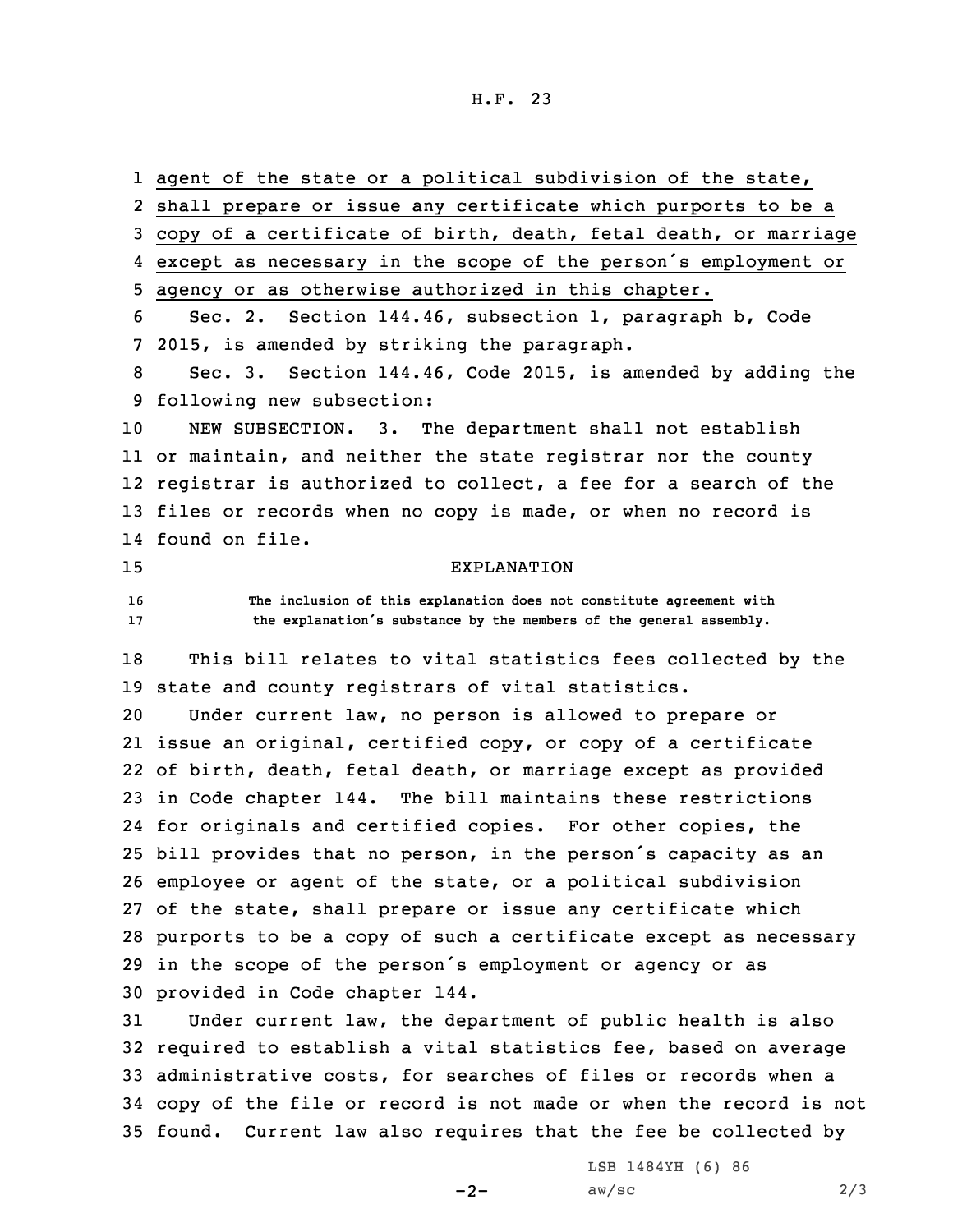agent of the state or a political subdivision of the state, shall prepare or issue any certificate which purports to be a copy of a certificate of birth, death, fetal death, or marriage except as necessary in the scope of the person's employment or agency or as otherwise authorized in this chapter.

Sec. 2. Section 144.46, subsection 1, paragraph b, Code 2015, is amended by striking the paragraph.

Sec. 3. Section 144.46, Code 2015, is amended by adding the following new subsection:

NEW SUBSECTION. 3. The department shall not establish or maintain, and neither the state registrar nor the county registrar is authorized to collect, a fee for a search of the files or records when no copy is made, or when no record is found on file.

EXPLANATION

The inclusion of this explanation does not constitute agreement with the explanation's substance by the members of the general assembly.

This bill relates to vital statistics fees collected by the state and county registrars of vital statistics.

Under current law, no person is allowed to prepare or issue an original, certified copy, or copy of a certificate of birth, death, fetal death, or marriage except as provided in Code chapter 144. The bill maintains these restrictions for originals and certified copies. For other copies, the bill provides that no person, in the person's capacity as an employee or agent of the state, or a political subdivision of the state, shall prepare or issue any certificate which purports to be a copy of such a certificate except as necessary in the scope of the person's employment or agency or as provided in Code chapter 144.

Under current law, the department of public health is also required to establish a vital statistics fee, based on average administrative costs, for searches of files or records when a copy of the file or record is not made or when the record is not found. Current law also requires that the fee be collected by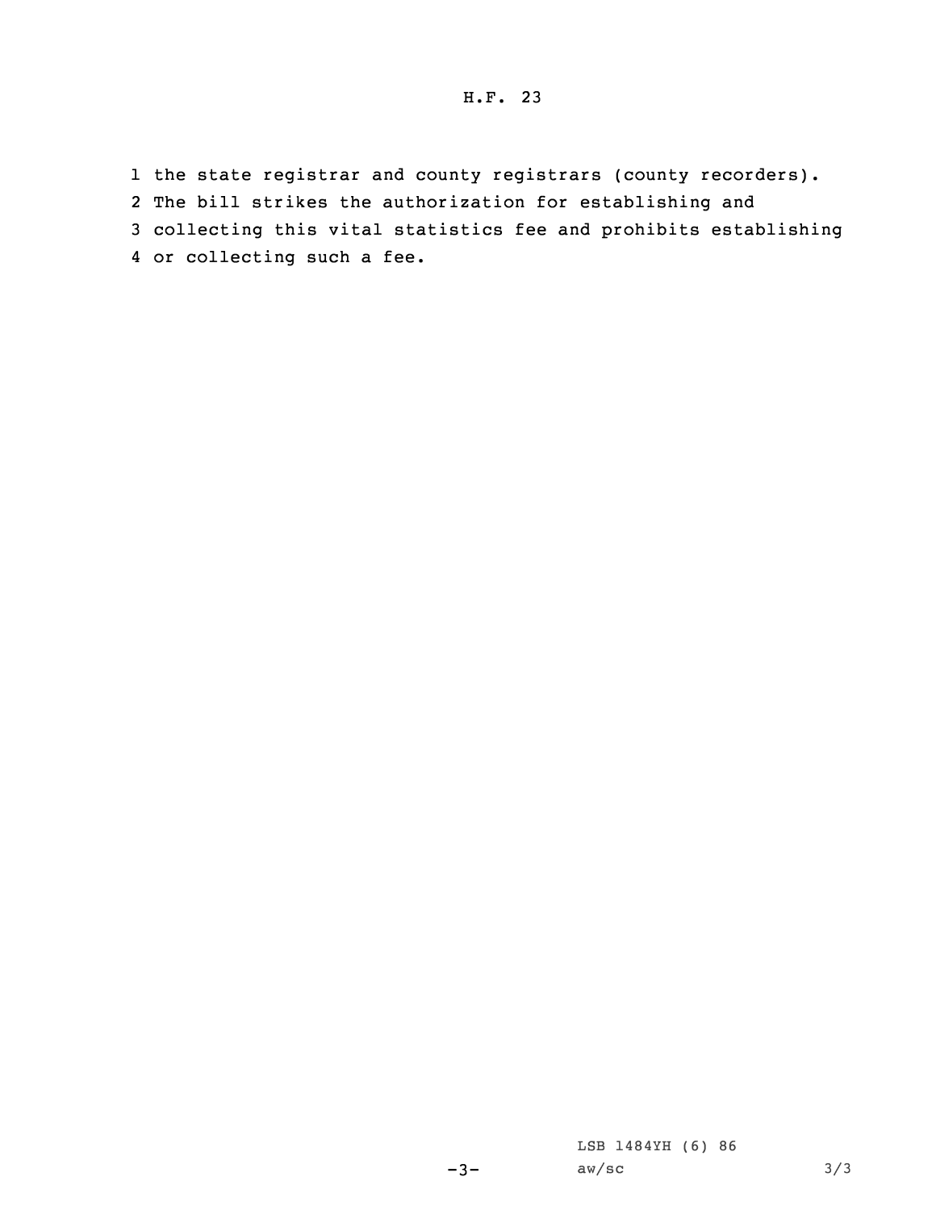the state registrar and county registrars (county recorders). The bill strikes the authorization for establishing and collecting this vital statistics fee and prohibits establishing or collecting such a fee.